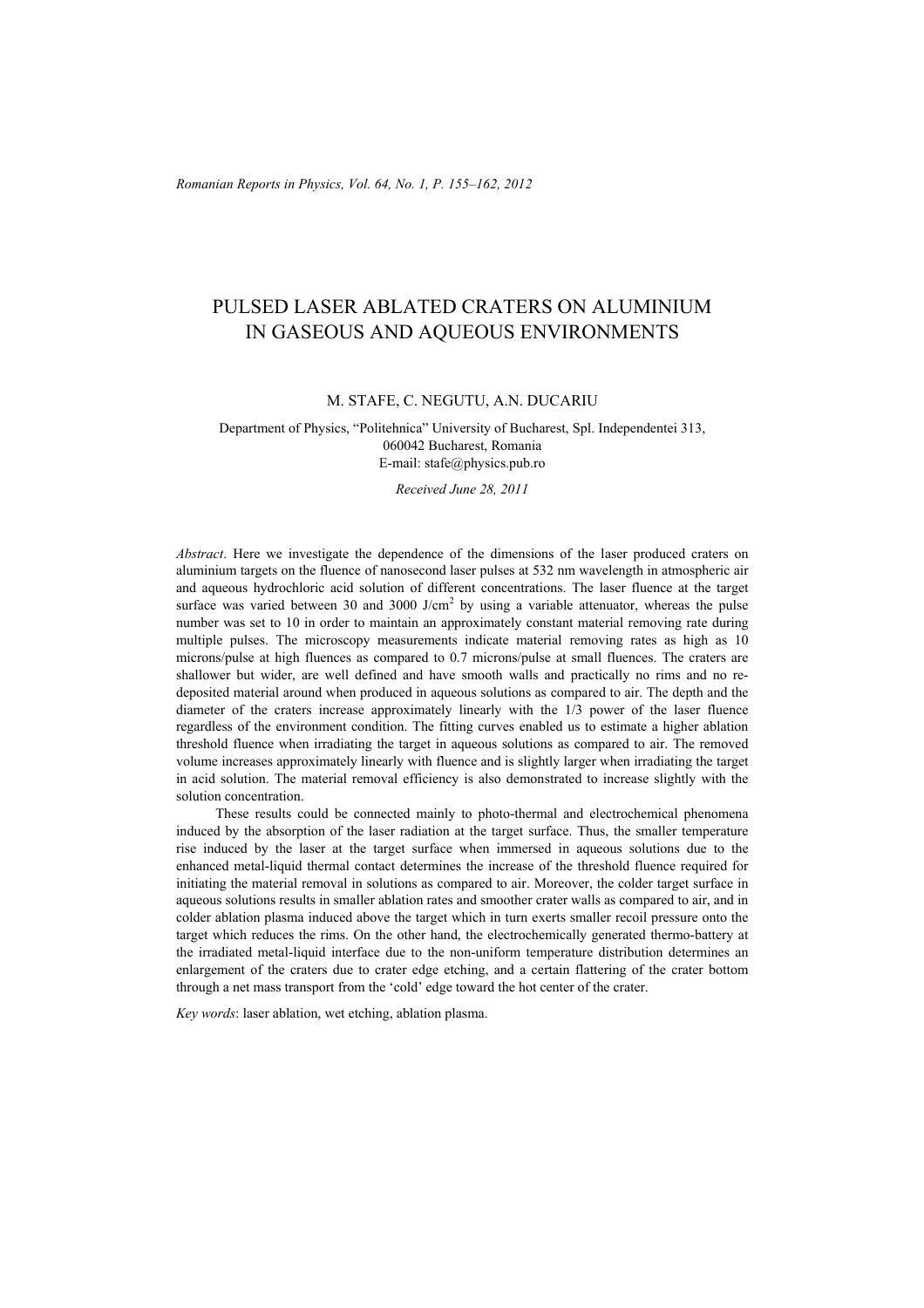# PULSED LASER ABLATED CRATERS ON ALUMINIUM IN GASEOUS AND AQUEOUS ENVIRONMENTS

M. STAFE, C. NEGUTU, A.N. DUCARIU

Department of Physics, "Politehnica" University of Bucharest, Spl. Independentei 313, 060042 Bucharest, Romania
E-mail: stafe@physics.pub.ro

*Received June 28, 2011*

*Abstract*. Here we investigate the dependence of the dimensions of the laser produced craters on aluminium targets on the fluence of nanosecond laser pulses at 532 nm wavelength in atmospheric air and aqueous hydrochloric acid solution of different concentrations. The laser fluence at the target surface was varied between 30 and 3000 J/cm$^2$ by using a variable attenuator, whereas the pulse number was set to 10 in order to maintain an approximately constant material removing rate during multiple pulses. The microscopy measurements indicate material removing rates as high as 10 microns/pulse at high fluences as compared to 0.7 microns/pulse at small fluences. The craters are shallower but wider, are well defined and have smooth walls and practically no rims and no re-deposited material around when produced in aqueous solutions as compared to air. The depth and the diameter of the craters increase approximately linearly with the 1/3 power of the laser fluence regardless of the environment condition. The fitting curves enabled us to estimate a higher ablation threshold fluence when irradiating the target in aqueous solutions as compared to air. The removed volume increases approximately linearly with fluence and is slightly larger when irradiating the target in acid solution. The material removal efficiency is also demonstrated to increase slightly with the solution concentration.

These results could be connected mainly to photo-thermal and electrochemical phenomena induced by the absorption of the laser radiation at the target surface. Thus, the smaller temperature rise induced by the laser at the target surface when immersed in aqueous solutions due to the enhanced metal-liquid thermal contact determines the increase of the threshold fluence required for initiating the material removal in solutions as compared to air. Moreover, the colder target surface in aqueous solutions results in smaller ablation rates and smoother crater walls as compared to air, and in colder ablation plasma induced above the target which in turn exerts smaller recoil pressure onto the target which reduces the rims. On the other hand, the electrochemically generated thermo-battery at the irradiated metal-liquid interface due to the non-uniform temperature distribution determines an enlargement of the craters due to crater edge etching, and a certain flattering of the crater bottom through a net mass transport from the 'cold' edge toward the hot center of the crater.

*Key words*: laser ablation, wet etching, ablation plasma.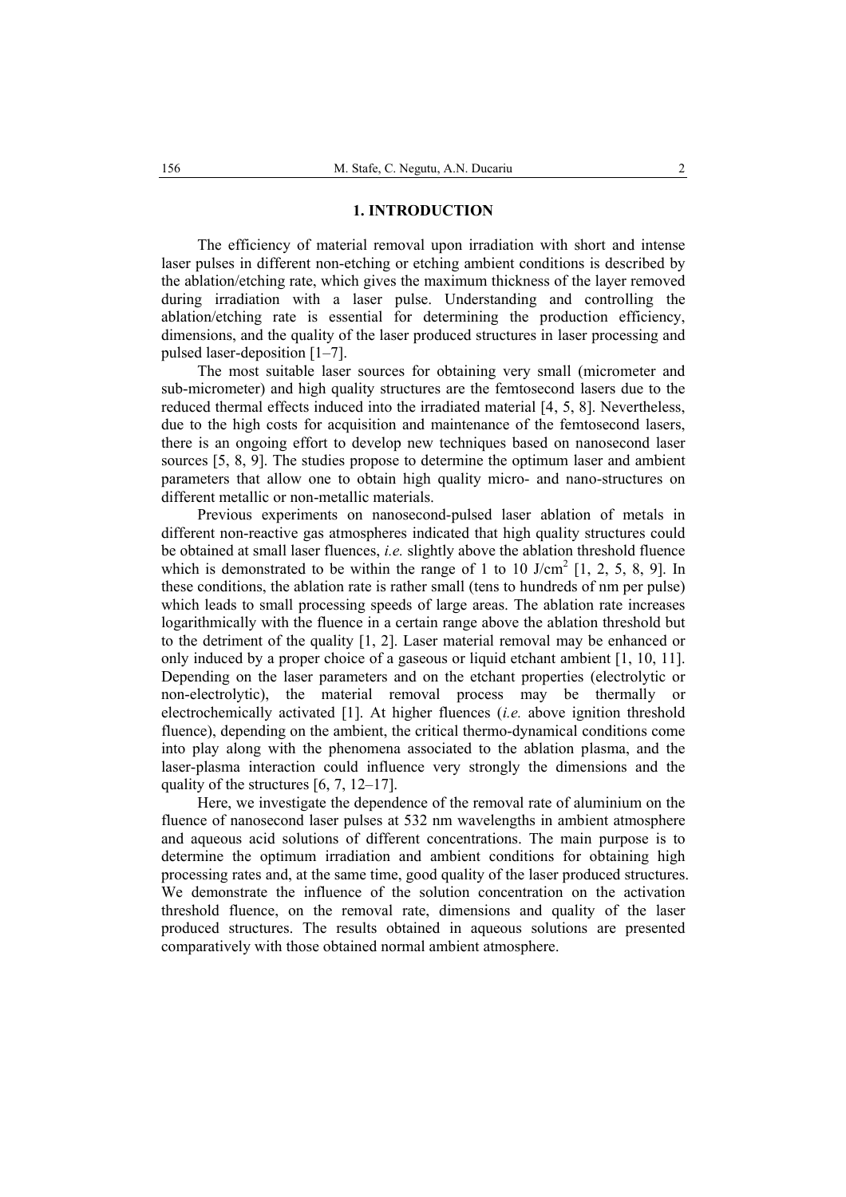## 1. INTRODUCTION

The efficiency of material removal upon irradiation with short and intense laser pulses in different non-etching or etching ambient conditions is described by the ablation/etching rate, which gives the maximum thickness of the layer removed during irradiation with a laser pulse. Understanding and controlling the ablation/etching rate is essential for determining the production efficiency, dimensions, and the quality of the laser produced structures in laser processing and pulsed laser-deposition [1–7].

The most suitable laser sources for obtaining very small (micrometer and sub-micrometer) and high quality structures are the femtosecond lasers due to the reduced thermal effects induced into the irradiated material [4, 5, 8]. Nevertheless, due to the high costs for acquisition and maintenance of the femtosecond lasers, there is an ongoing effort to develop new techniques based on nanosecond laser sources [5, 8, 9]. The studies propose to determine the optimum laser and ambient parameters that allow one to obtain high quality micro- and nano-structures on different metallic or non-metallic materials.

Previous experiments on nanosecond-pulsed laser ablation of metals in different non-reactive gas atmospheres indicated that high quality structures could be obtained at small laser fluences, *i.e.* slightly above the ablation threshold fluence which is demonstrated to be within the range of 1 to 10 J/cm$^2$ [1, 2, 5, 8, 9]. In these conditions, the ablation rate is rather small (tens to hundreds of nm per pulse) which leads to small processing speeds of large areas. The ablation rate increases logarithmically with the fluence in a certain range above the ablation threshold but to the detriment of the quality [1, 2]. Laser material removal may be enhanced or only induced by a proper choice of a gaseous or liquid etchant ambient [1, 10, 11]. Depending on the laser parameters and on the etchant properties (electrolytic or non-electrolytic), the material removal process may be thermally or electrochemically activated [1]. At higher fluences (*i.e.* above ignition threshold fluence), depending on the ambient, the critical thermo-dynamical conditions come into play along with the phenomena associated to the ablation plasma, and the laser-plasma interaction could influence very strongly the dimensions and the quality of the structures [6, 7, 12–17].

Here, we investigate the dependence of the removal rate of aluminium on the fluence of nanosecond laser pulses at 532 nm wavelengths in ambient atmosphere and aqueous acid solutions of different concentrations. The main purpose is to determine the optimum irradiation and ambient conditions for obtaining high processing rates and, at the same time, good quality of the laser produced structures. We demonstrate the influence of the solution concentration on the activation threshold fluence, on the removal rate, dimensions and quality of the laser produced structures. The results obtained in aqueous solutions are presented comparatively with those obtained normal ambient atmosphere.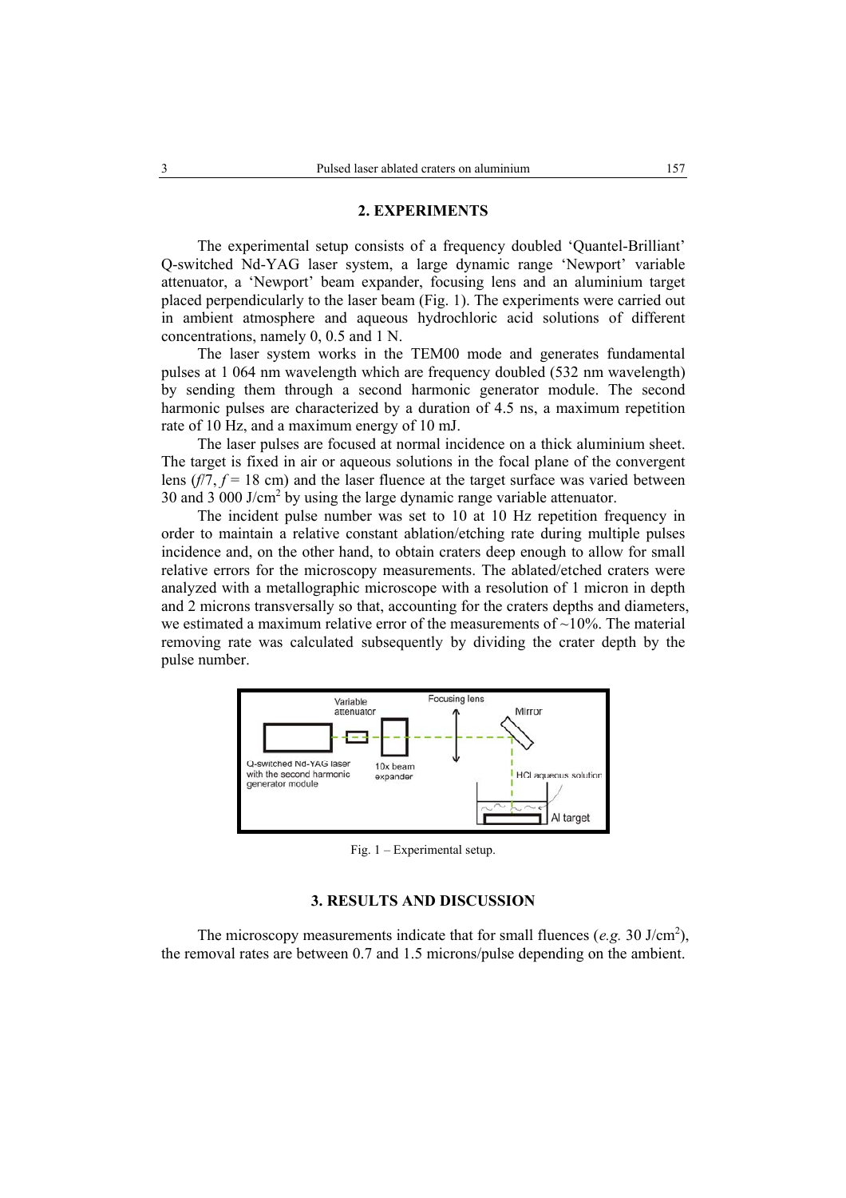## 2. EXPERIMENTS

The experimental setup consists of a frequency doubled 'Quantel-Brilliant' Q-switched Nd-YAG laser system, a large dynamic range 'Newport' variable attenuator, a 'Newport' beam expander, focusing lens and an aluminium target placed perpendicularly to the laser beam (Fig. 1). The experiments were carried out in ambient atmosphere and aqueous hydrochloric acid solutions of different concentrations, namely 0, 0.5 and 1 N.

The laser system works in the TEM00 mode and generates fundamental pulses at 1 064 nm wavelength which are frequency doubled (532 nm wavelength) by sending them through a second harmonic generator module. The second harmonic pulses are characterized by a duration of 4.5 ns, a maximum repetition rate of 10 Hz, and a maximum energy of 10 mJ.

The laser pulses are focused at normal incidence on a thick aluminium sheet. The target is fixed in air or aqueous solutions in the focal plane of the convergent lens ($f$/7, $f$ = 18 cm) and the laser fluence at the target surface was varied between 30 and 3 000 J/cm$^2$ by using the large dynamic range variable attenuator.

The incident pulse number was set to 10 at 10 Hz repetition frequency in order to maintain a relative constant ablation/etching rate during multiple pulses incidence and, on the other hand, to obtain craters deep enough to allow for small relative errors for the microscopy measurements. The ablated/etched craters were analyzed with a metallographic microscope with a resolution of 1 micron in depth and 2 microns transversally so that, accounting for the craters depths and diameters, we estimated a maximum relative error of the measurements of ~10%. The material removing rate was calculated subsequently by dividing the crater depth by the pulse number.

Fig. 1 – Experimental setup.

## 3. RESULTS AND DISCUSSION

The microscopy measurements indicate that for small fluences (*e.g.* 30 J/cm$^2$), the removal rates are between 0.7 and 1.5 microns/pulse depending on the ambient.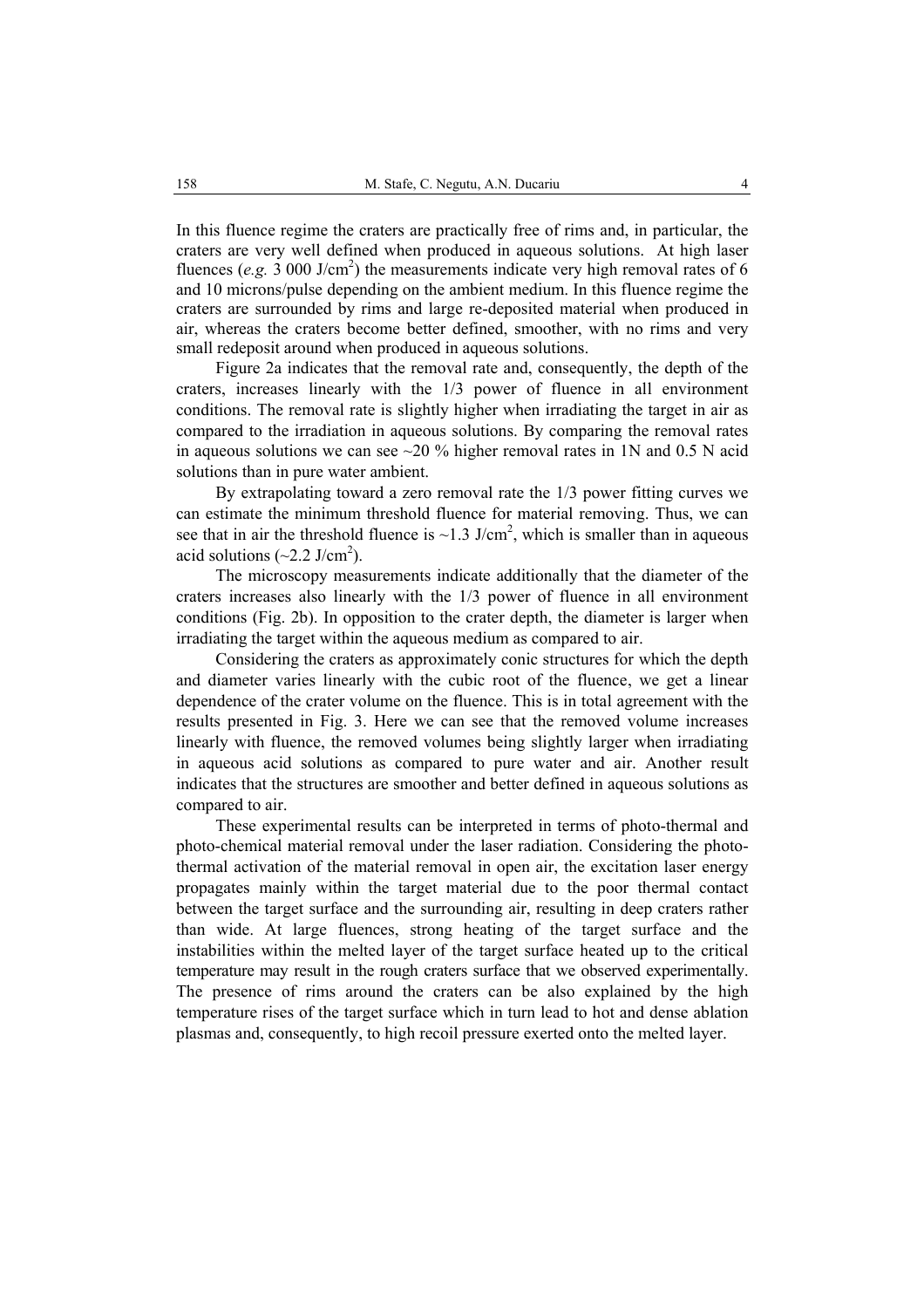In this fluence regime the craters are practically free of rims and, in particular, the craters are very well defined when produced in aqueous solutions. At high laser fluences (*e.g.* 3 000 J/cm$^2$) the measurements indicate very high removal rates of 6 and 10 microns/pulse depending on the ambient medium. In this fluence regime the craters are surrounded by rims and large re-deposited material when produced in air, whereas the craters become better defined, smoother, with no rims and very small redeposit around when produced in aqueous solutions.

Figure 2a indicates that the removal rate and, consequently, the depth of the craters, increases linearly with the 1/3 power of fluence in all environment conditions. The removal rate is slightly higher when irradiating the target in air as compared to the irradiation in aqueous solutions. By comparing the removal rates in aqueous solutions we can see ~20 % higher removal rates in 1N and 0.5 N acid solutions than in pure water ambient.

By extrapolating toward a zero removal rate the 1/3 power fitting curves we can estimate the minimum threshold fluence for material removing. Thus, we can see that in air the threshold fluence is ~1.3 J/cm$^2$, which is smaller than in aqueous acid solutions (~2.2 J/cm$^2$).

The microscopy measurements indicate additionally that the diameter of the craters increases also linearly with the 1/3 power of fluence in all environment conditions (Fig. 2b). In opposition to the crater depth, the diameter is larger when irradiating the target within the aqueous medium as compared to air.

Considering the craters as approximately conic structures for which the depth and diameter varies linearly with the cubic root of the fluence, we get a linear dependence of the crater volume on the fluence. This is in total agreement with the results presented in Fig. 3. Here we can see that the removed volume increases linearly with fluence, the removed volumes being slightly larger when irradiating in aqueous acid solutions as compared to pure water and air. Another result indicates that the structures are smoother and better defined in aqueous solutions as compared to air.

These experimental results can be interpreted in terms of photo-thermal and photo-chemical material removal under the laser radiation. Considering the photo-thermal activation of the material removal in open air, the excitation laser energy propagates mainly within the target material due to the poor thermal contact between the target surface and the surrounding air, resulting in deep craters rather than wide. At large fluences, strong heating of the target surface and the instabilities within the melted layer of the target surface heated up to the critical temperature may result in the rough craters surface that we observed experimentally. The presence of rims around the craters can be also explained by the high temperature rises of the target surface which in turn lead to hot and dense ablation plasmas and, consequently, to high recoil pressure exerted onto the melted layer.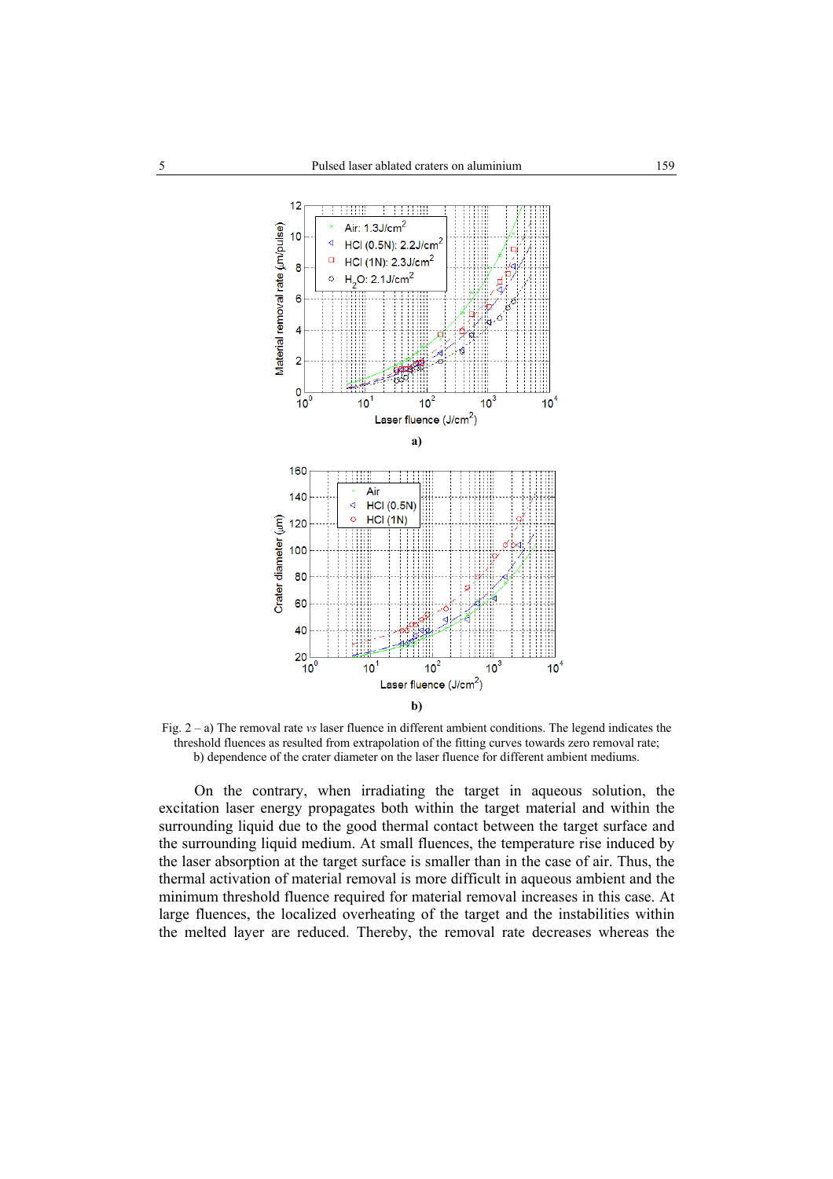Fig. 2 – a) The removal rate *vs* laser fluence in different ambient conditions. The legend indicates the threshold fluences as resulted from extrapolation of the fitting curves towards zero removal rate; b) dependence of the crater diameter on the laser fluence for different ambient mediums.

On the contrary, when irradiating the target in aqueous solution, the excitation laser energy propagates both within the target material and within the surrounding liquid due to the good thermal contact between the target surface and the surrounding liquid medium. At small fluences, the temperature rise induced by the laser absorption at the target surface is smaller than in the case of air. Thus, the thermal activation of material removal is more difficult in aqueous ambient and the minimum threshold fluence required for material removal increases in this case. At large fluences, the localized overheating of the target and the instabilities within the melted layer are reduced. Thereby, the removal rate decreases whereas the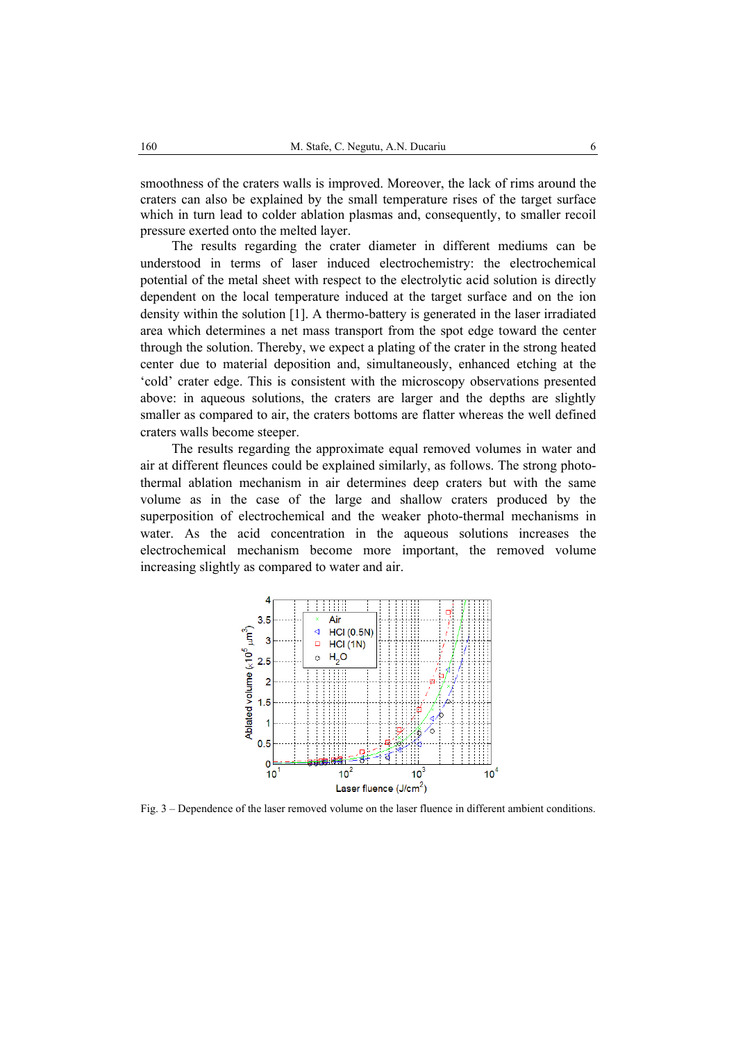smoothness of the craters walls is improved. Moreover, the lack of rims around the craters can also be explained by the small temperature rises of the target surface which in turn lead to colder ablation plasmas and, consequently, to smaller recoil pressure exerted onto the melted layer.

The results regarding the crater diameter in different mediums can be understood in terms of laser induced electrochemistry: the electrochemical potential of the metal sheet with respect to the electrolytic acid solution is directly dependent on the local temperature induced at the target surface and on the ion density within the solution [1]. A thermo-battery is generated in the laser irradiated area which determines a net mass transport from the spot edge toward the center through the solution. Thereby, we expect a plating of the crater in the strong heated center due to material deposition and, simultaneously, enhanced etching at the 'cold' crater edge. This is consistent with the microscopy observations presented above: in aqueous solutions, the craters are larger and the depths are slightly smaller as compared to air, the craters bottoms are flatter whereas the well defined craters walls become steeper.

The results regarding the approximate equal removed volumes in water and air at different fluences could be explained similarly, as follows. The strong photo-thermal ablation mechanism in air determines deep craters but with the same volume as in the case of the large and shallow craters produced by the superposition of electrochemical and the weaker photo-thermal mechanisms in water. As the acid concentration in the aqueous solutions increases the electrochemical mechanism become more important, the removed volume increasing slightly as compared to water and air.

Fig. 3 – Dependence of the laser removed volume on the laser fluence in different ambient conditions.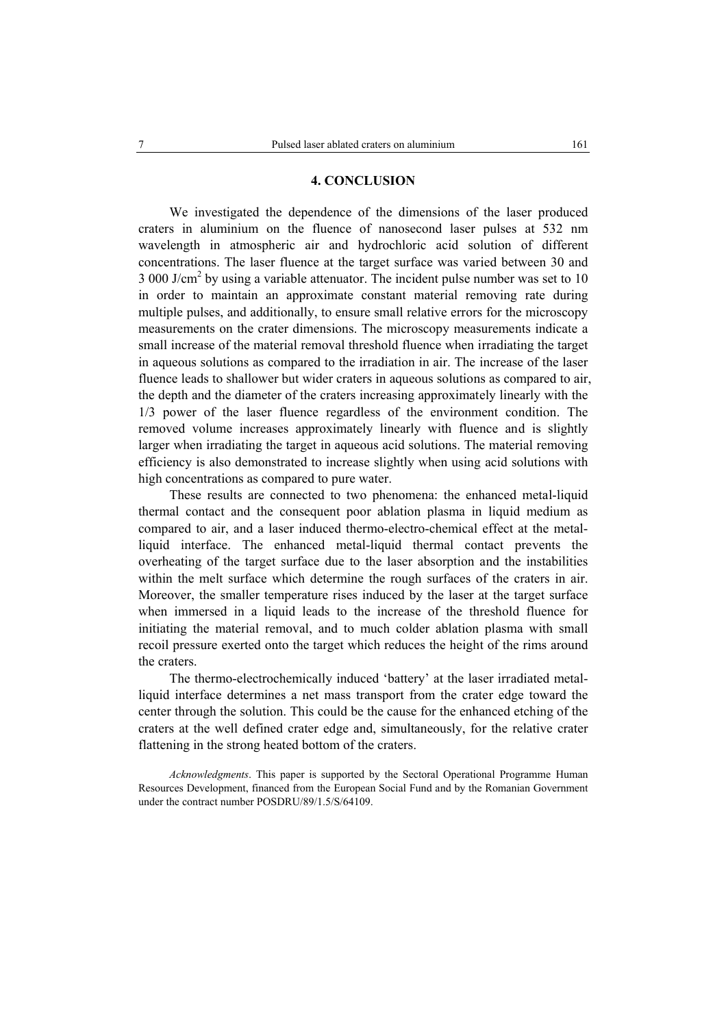## 4. CONCLUSION

We investigated the dependence of the dimensions of the laser produced craters in aluminium on the fluence of nanosecond laser pulses at 532 nm wavelength in atmospheric air and hydrochloric acid solution of different concentrations. The laser fluence at the target surface was varied between 30 and 3 000 J/cm$^2$ by using a variable attenuator. The incident pulse number was set to 10 in order to maintain an approximate constant material removing rate during multiple pulses, and additionally, to ensure small relative errors for the microscopy measurements on the crater dimensions. The microscopy measurements indicate a small increase of the material removal threshold fluence when irradiating the target in aqueous solutions as compared to the irradiation in air. The increase of the laser fluence leads to shallower but wider craters in aqueous solutions as compared to air, the depth and the diameter of the craters increasing approximately linearly with the 1/3 power of the laser fluence regardless of the environment condition. The removed volume increases approximately linearly with fluence and is slightly larger when irradiating the target in aqueous acid solutions. The material removing efficiency is also demonstrated to increase slightly when using acid solutions with high concentrations as compared to pure water.

These results are connected to two phenomena: the enhanced metal-liquid thermal contact and the consequent poor ablation plasma in liquid medium as compared to air, and a laser induced thermo-electro-chemical effect at the metal-liquid interface. The enhanced metal-liquid thermal contact prevents the overheating of the target surface due to the laser absorption and the instabilities within the melt surface which determine the rough surfaces of the craters in air. Moreover, the smaller temperature rises induced by the laser at the target surface when immersed in a liquid leads to the increase of the threshold fluence for initiating the material removal, and to much colder ablation plasma with small recoil pressure exerted onto the target which reduces the height of the rims around the craters.

The thermo-electrochemically induced 'battery' at the laser irradiated metal-liquid interface determines a net mass transport from the crater edge toward the center through the solution. This could be the cause for the enhanced etching of the craters at the well defined crater edge and, simultaneously, for the relative crater flattening in the strong heated bottom of the craters.

*Acknowledgments*. This paper is supported by the Sectoral Operational Programme Human Resources Development, financed from the European Social Fund and by the Romanian Government under the contract number POSDRU/89/1.5/S/64109.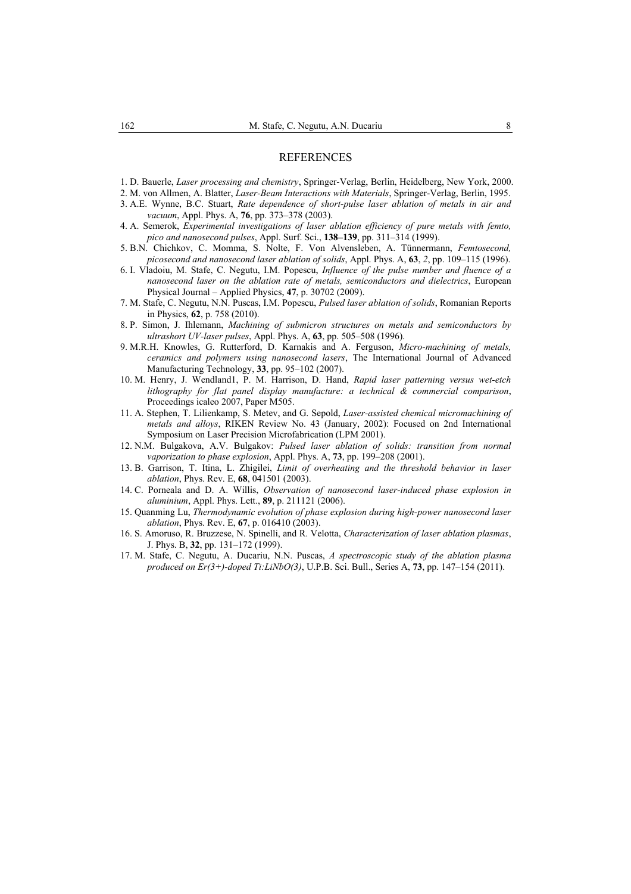## REFERENCES

1. D. Bauerle, *Laser processing and chemistry*, Springer-Verlag, Berlin, Heidelberg, New York, 2000.
2. M. von Allmen, A. Blatter, *Laser-Beam Interactions with Materials*, Springer-Verlag, Berlin, 1995.
3. A.E. Wynne, B.C. Stuart, *Rate dependence of short-pulse laser ablation of metals in air and vacuum*, Appl. Phys. A, **76**, pp. 373–378 (2003).
4. A. Semerok, *Experimental investigations of laser ablation efficiency of pure metals with femto, pico and nanosecond pulses*, Appl. Surf. Sci., **138–139**, pp. 311–314 (1999).
5. B.N. Chichkov, C. Momma, S. Nolte, F. Von Alvensleben, A. Tünnermann, *Femtosecond, picosecond and nanosecond laser ablation of solids*, Appl. Phys. A, **63**, *2*, pp. 109–115 (1996).
6. I. Vladoiu, M. Stafe, C. Negutu, I.M. Popescu, *Influence of the pulse number and fluence of a nanosecond laser on the ablation rate of metals, semiconductors and dielectrics*, European Physical Journal – Applied Physics, **47**, p. 30702 (2009).
7. M. Stafe, C. Negutu, N.N. Puscas, I.M. Popescu, *Pulsed laser ablation of solids*, Romanian Reports in Physics, **62**, p. 758 (2010).
8. P. Simon, J. Ihlemann, *Machining of submicron structures on metals and semiconductors by ultrashort UV-laser pulses*, Appl. Phys. A, **63**, pp. 505–508 (1996).
9. M.R.H. Knowles, G. Rutterford, D. Karnakis and A. Ferguson, *Micro-machining of metals, ceramics and polymers using nanosecond lasers*, The International Journal of Advanced Manufacturing Technology, **33**, pp. 95–102 (2007).
10. M. Henry, J. Wendland1, P. M. Harrison, D. Hand, *Rapid laser patterning versus wet-etch lithography for flat panel display manufacture: a technical & commercial comparison*, Proceedings icaleo 2007, Paper M505.
11. A. Stephen, T. Lilienkamp, S. Metev, and G. Sepold, *Laser-assisted chemical micromachining of metals and alloys*, RIKEN Review No. 43 (January, 2002): Focused on 2nd International Symposium on Laser Precision Microfabrication (LPM 2001).
12. N.M. Bulgakova, A.V. Bulgakov: *Pulsed laser ablation of solids: transition from normal vaporization to phase explosion*, Appl. Phys. A, **73**, pp. 199–208 (2001).
13. B. Garrison, T. Itina, L. Zhigilei, *Limit of overheating and the threshold behavior in laser ablation*, Phys. Rev. E, **68**, 041501 (2003).
14. C. Porneala and D. A. Willis, *Observation of nanosecond laser-induced phase explosion in aluminium*, Appl. Phys. Lett., **89**, p. 211121 (2006).
15. Quanming Lu, *Thermodynamic evolution of phase explosion during high-power nanosecond laser ablation*, Phys. Rev. E, **67**, p. 016410 (2003).
16. S. Amoruso, R. Bruzzese, N. Spinelli, and R. Velotta, *Characterization of laser ablation plasmas*, J. Phys. B, **32**, pp. 131–172 (1999).
17. M. Stafe, C. Negutu, A. Ducariu, N.N. Puscas, *A spectroscopic study of the ablation plasma produced on Er(3+)-doped Ti:LiNbO(3)*, U.P.B. Sci. Bull., Series A, **73**, pp. 147–154 (2011).